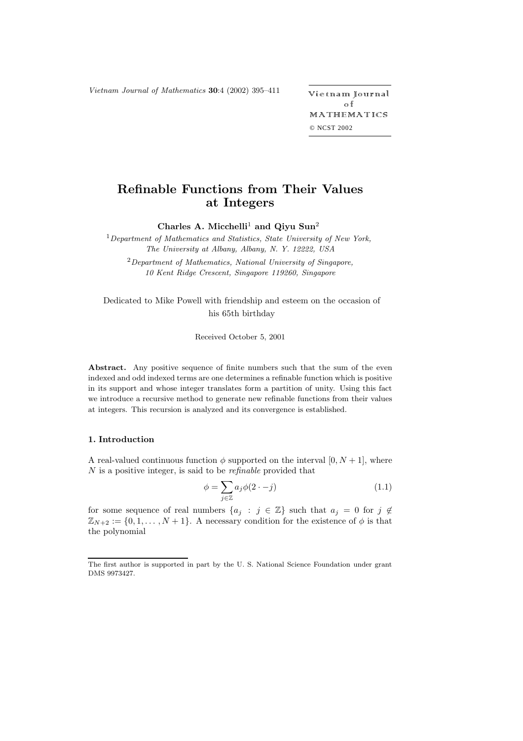# Refinable Functions from Their Values at Integers

**Charles A. Micchelli[1] and Qiyu Sun[2]**

[1] *Department of Mathematics and Statistics, State University of New York, The University at Albany, Albany, N. Y. 12222, USA*

[2] *Department of Mathematics, National University of Singapore, 10 Kent Ridge Crescent, Singapore 119260, Singapore*

Dedicated to Mike Powell with friendship and esteem on the occasion of his 65th birthday

Received October 5, 2001

**Abstract.** Any positive sequence of finite numbers such that the sum of the even indexed and odd indexed terms are one determines a refinable function which is positive in its support and whose integer translates form a partition of unity. Using this fact we introduce a recursive method to generate new refinable functions from their values at integers. This recursion is analyzed and its convergence is established.

### 1. Introduction

A real-valued continuous function $\phi$ supported on the interval $[0, N+1]$, where $N$ is a positive integer, is said to be *refinable* provided that

$$\phi = \sum_{j \in \mathbb{Z}} a_j \phi(2 \cdot -j) \tag{1.1}$$

for some sequence of real numbers $\{a_j \ : \ j \in \mathbb{Z}\}$ such that $a_j = 0$ for $j \notin \mathbb{Z}_{N+2} := \{0, 1, \ldots, N+1\}$. A necessary condition for the existence of $\phi$ is that the polynomial

The first author is supported in part by the U. S. National Science Foundation under grant DMS 9973427.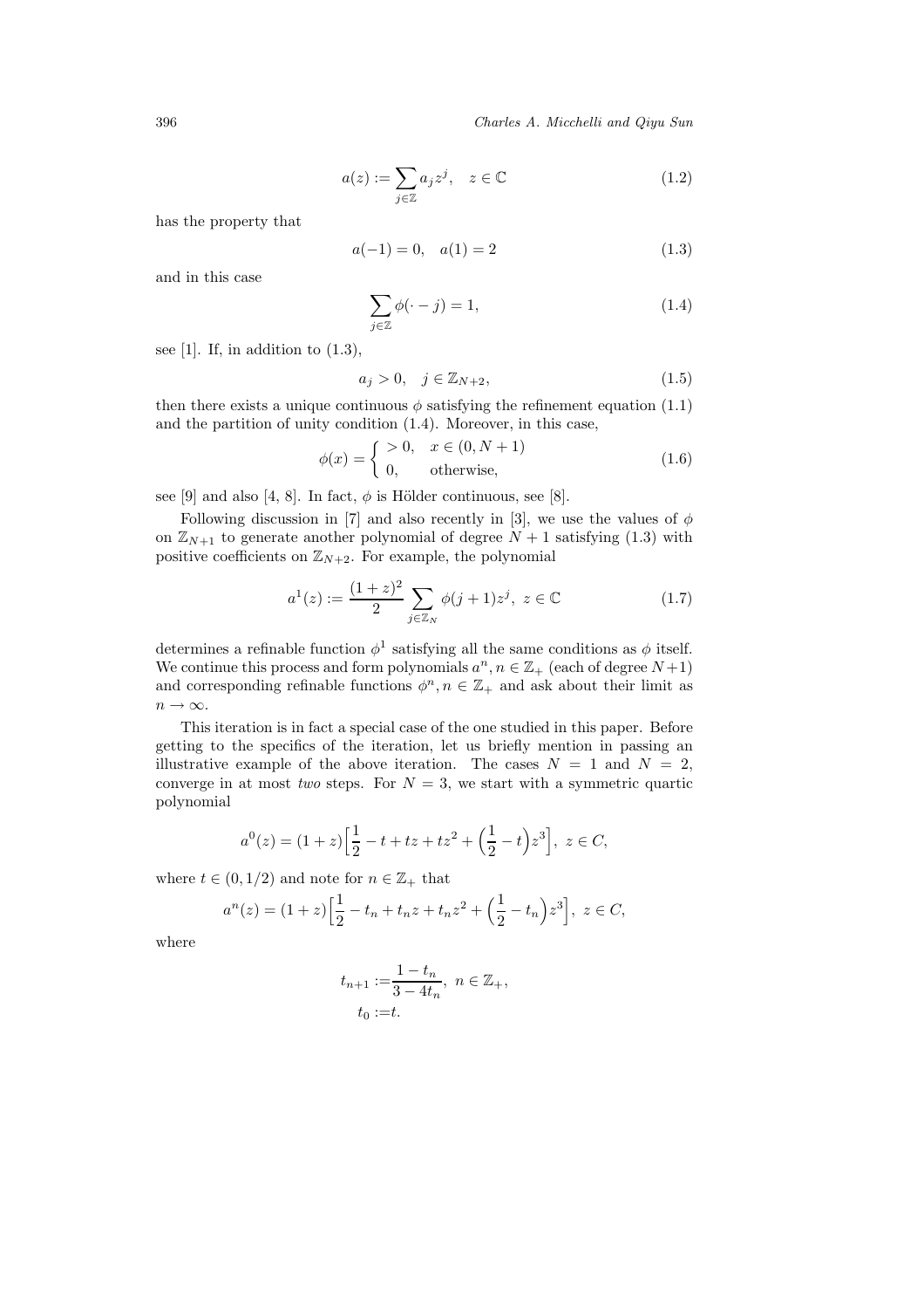$$a(z) := \sum_{j\in\mathbb{Z}} a_j z^j, \quad z \in \mathbb{C} \tag{1.2}$$

has the property that

$$a(-1) = 0, \quad a(1) = 2 \tag{1.3}$$

and in this case

$$\sum_{j\in\mathbb{Z}} \phi(\cdot - j) = 1, \tag{1.4}$$

see [1]. If, in addition to (1.3),

$$a_j > 0, \quad j \in \mathbb{Z}_{N+2}, \tag{1.5}$$

then there exists a unique continuous $\phi$ satisfying the refinement equation (1.1) and the partition of unity condition (1.4). Moreover, in this case,

$$\phi(x) = \begin{cases} > 0, & x \in (0, N+1) \\ 0, & \text{otherwise,} \end{cases} \tag{1.6}$$

see [9] and also [4, 8]. In fact, $\phi$ is Hölder continuous, see [8].

Following discussion in [7] and also recently in [3], we use the values of $\phi$ on $\mathbb{Z}_{N+1}$ to generate another polynomial of degree $N+1$ satisfying (1.3) with positive coefficients on $\mathbb{Z}_{N+2}$. For example, the polynomial

$$a^1(z) := \frac{(1+z)^2}{2} \sum_{j\in\mathbb{Z}_N} \phi(j+1) z^j, \ z \in \mathbb{C} \tag{1.7}$$

determines a refinable function $\phi^1$ satisfying all the same conditions as $\phi$ itself. We continue this process and form polynomials $a^n, n \in \mathbb{Z}_+$ (each of degree $N+1$) and corresponding refinable functions $\phi^n, n \in \mathbb{Z}_+$ and ask about their limit as $n \to \infty$.

This iteration is in fact a special case of the one studied in this paper. Before getting to the specifics of the iteration, let us briefly mention in passing an illustrative example of the above iteration. The cases $N = 1$ and $N = 2$, converge in at most *two* steps. For $N = 3$, we start with a symmetric quartic polynomial

$$a^0(z) = (1+z)\Big[\frac{1}{2} - t + tz + tz^2 + \Big(\frac{1}{2} - t\Big)z^3\Big], \ z \in C,$$

where $t \in (0, 1/2)$ and note for $n \in \mathbb{Z}_+$ that

$$a^n(z) = (1+z)\Big[\frac{1}{2} - t_n + t_n z + t_n z^2 + \Big(\frac{1}{2} - t_n\Big)z^3\Big], \ z \in C,$$

where

$$\begin{aligned} t_{n+1} :=& \frac{1 - t_n}{3 - 4t_n}, \ n \in \mathbb{Z}_+, \\ t_0 :=& t. \end{aligned}$$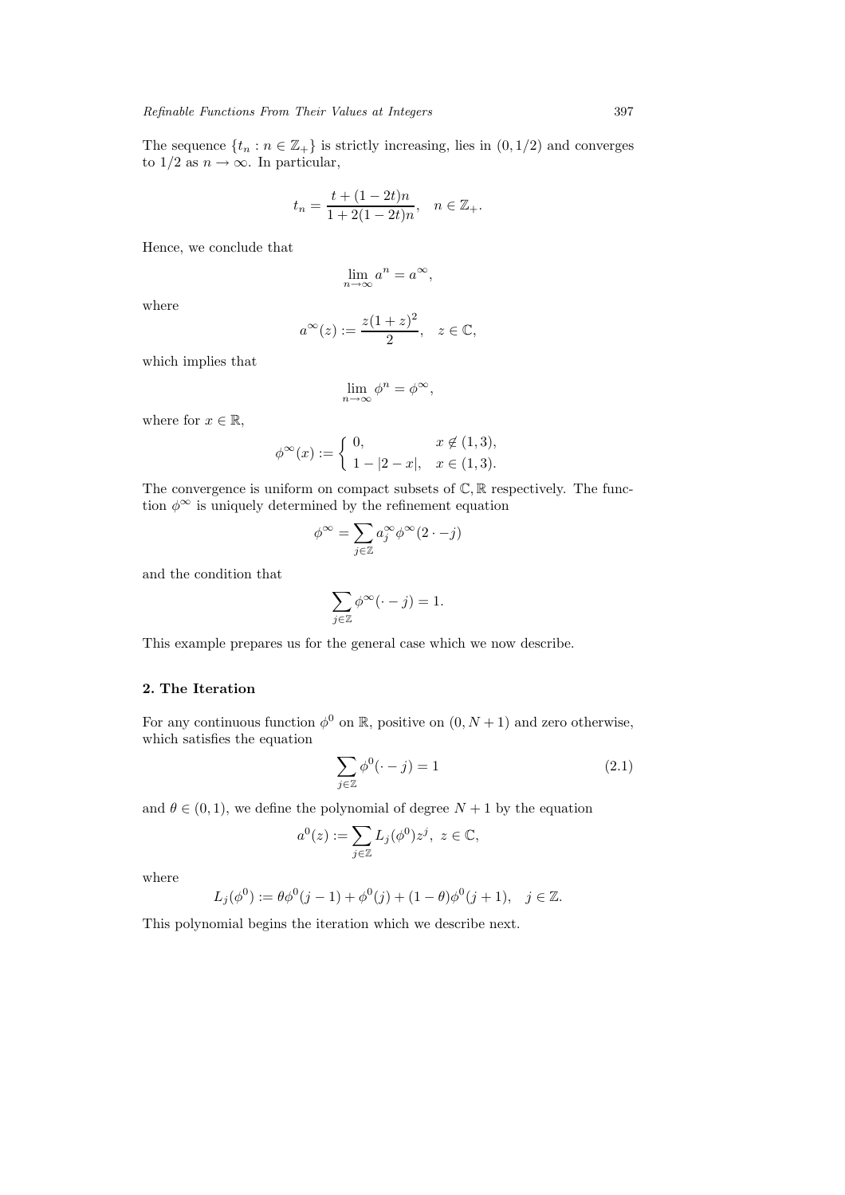The sequence $\{t_n : n \in \mathbb{Z}_+\}$ is strictly increasing, lies in $(0, 1/2)$ and converges to $1/2$ as $n \to \infty$. In particular,

$$t_n = \frac{t + (1-2t)n}{1 + 2(1-2t)n}, \quad n \in \mathbb{Z}_+.$$

Hence, we conclude that

$$\lim_{n\to\infty} a^n = a^\infty,$$

where

$$a^\infty(z) := \frac{z(1+z)^2}{2}, \quad z \in \mathbb{C},$$

which implies that

$$\lim_{n\to\infty} \phi^n = \phi^\infty,$$

where for $x \in \mathbb{R}$,

$$\phi^\infty(x) := \begin{cases} 0, & x \notin (1,3), \\ 1 - |2-x|, & x \in (1,3). \end{cases}$$

The convergence is uniform on compact subsets of $\mathbb{C}, \mathbb{R}$ respectively. The function $\phi^\infty$ is uniquely determined by the refinement equation

$$\phi^\infty = \sum_{j\in\mathbb{Z}} a_j^\infty \phi^\infty(2\cdot - j)$$

and the condition that

$$\sum_{j\in\mathbb{Z}} \phi^\infty(\cdot - j) = 1.$$

This example prepares us for the general case which we now describe.

## 2. The Iteration

For any continuous function $\phi^0$ on $\mathbb{R}$, positive on $(0, N+1)$ and zero otherwise, which satisfies the equation

$$\sum_{j\in\mathbb{Z}} \phi^0(\cdot - j) = 1 \tag{2.1}$$

and $\theta \in (0,1)$, we define the polynomial of degree $N+1$ by the equation

$$a^0(z) := \sum_{j\in\mathbb{Z}} L_j(\phi^0) z^j, \ z \in \mathbb{C},$$

where

$$L_j(\phi^0) := \theta\phi^0(j-1) + \phi^0(j) + (1-\theta)\phi^0(j+1), \quad j \in \mathbb{Z}.$$

This polynomial begins the iteration which we describe next.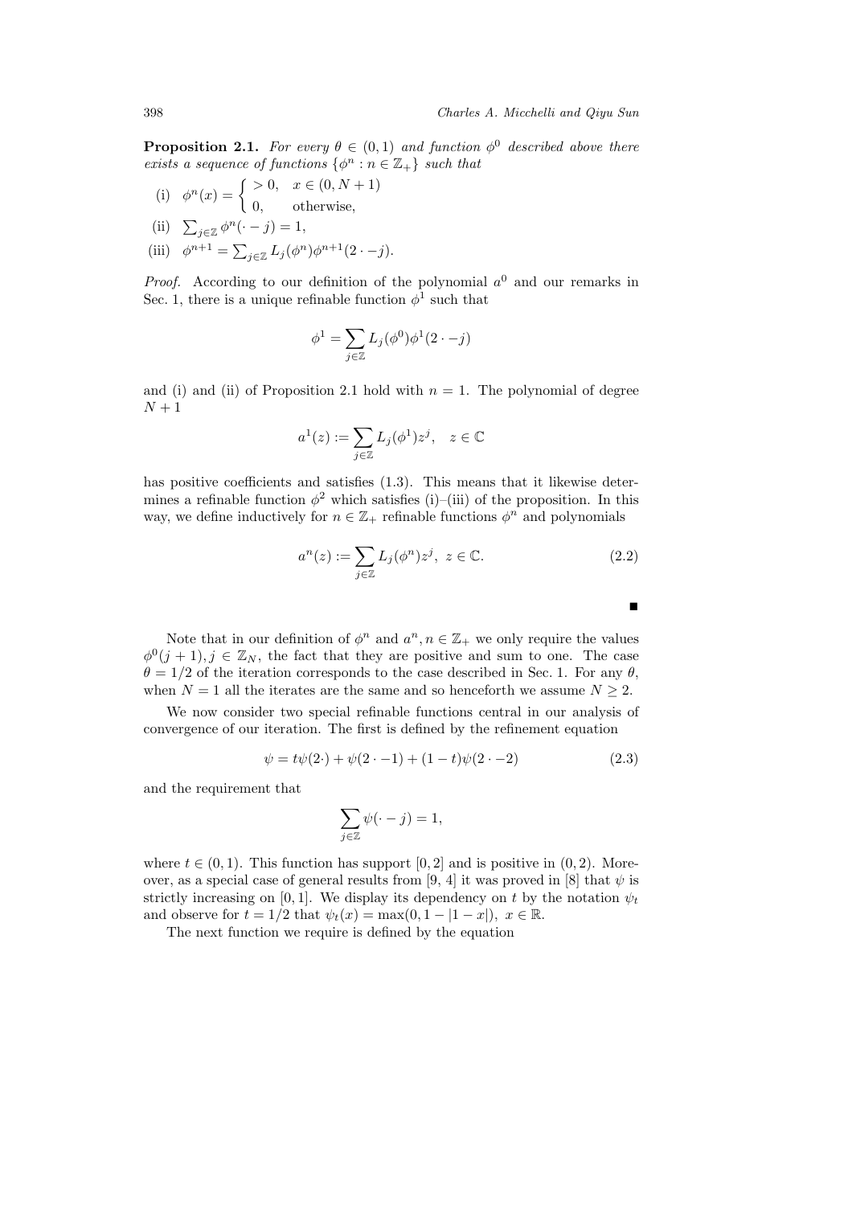**Proposition 2.1.** *For every $\theta \in (0,1)$ and function $\phi^0$ described above there exists a sequence of functions $\{\phi^n : n \in \mathbb{Z}_+\}$ such that*

(i) $\phi^n(x) = \begin{cases} > 0, & x \in (0, N+1) \\ 0, & \text{otherwise,} \end{cases}$

(ii) $\sum_{j\in\mathbb{Z}} \phi^n(\cdot - j) = 1,$

(iii) $\phi^{n+1} = \sum_{j\in\mathbb{Z}} L_j(\phi^n)\phi^{n+1}(2\cdot - j).$

*Proof.* According to our definition of the polynomial $a^0$ and our remarks in Sec. 1, there is a unique refinable function $\phi^1$ such that

$$\phi^1 = \sum_{j\in\mathbb{Z}} L_j(\phi^0)\phi^1(2\cdot - j)$$

and (i) and (ii) of Proposition 2.1 hold with $n = 1$. The polynomial of degree $N+1$

$$a^1(z) := \sum_{j\in\mathbb{Z}} L_j(\phi^1) z^j, \quad z \in \mathbb{C}$$

has positive coefficients and satisfies (1.3). This means that it likewise determines a refinable function $\phi^2$ which satisfies (i)–(iii) of the proposition. In this way, we define inductively for $n \in \mathbb{Z}_+$ refinable functions $\phi^n$ and polynomials

$$a^n(z) := \sum_{j\in\mathbb{Z}} L_j(\phi^n) z^j, \; z \in \mathbb{C}. \tag{2.2}$$

∎

Note that in our definition of $\phi^n$ and $a^n, n \in \mathbb{Z}_+$ we only require the values $\phi^0(j+1), j \in \mathbb{Z}_N$, the fact that they are positive and sum to one. The case $\theta = 1/2$ of the iteration corresponds to the case described in Sec. 1. For any $\theta$, when $N = 1$ all the iterates are the same and so henceforth we assume $N \geq 2$.

We now consider two special refinable functions central in our analysis of convergence of our iteration. The first is defined by the refinement equation

$$\psi = t\psi(2\cdot) + \psi(2\cdot - 1) + (1-t)\psi(2\cdot - 2) \tag{2.3}$$

and the requirement that

$$\sum_{j\in\mathbb{Z}} \psi(\cdot - j) = 1,$$

where $t \in (0,1)$. This function has support $[0,2]$ and is positive in $(0,2)$. Moreover, as a special case of general results from [9, 4] it was proved in [8] that $\psi$ is strictly increasing on $[0,1]$. We display its dependency on $t$ by the notation $\psi_t$ and observe for $t = 1/2$ that $\psi_t(x) = \max(0, 1 - |1 - x|), \; x \in \mathbb{R}$.

The next function we require is defined by the equation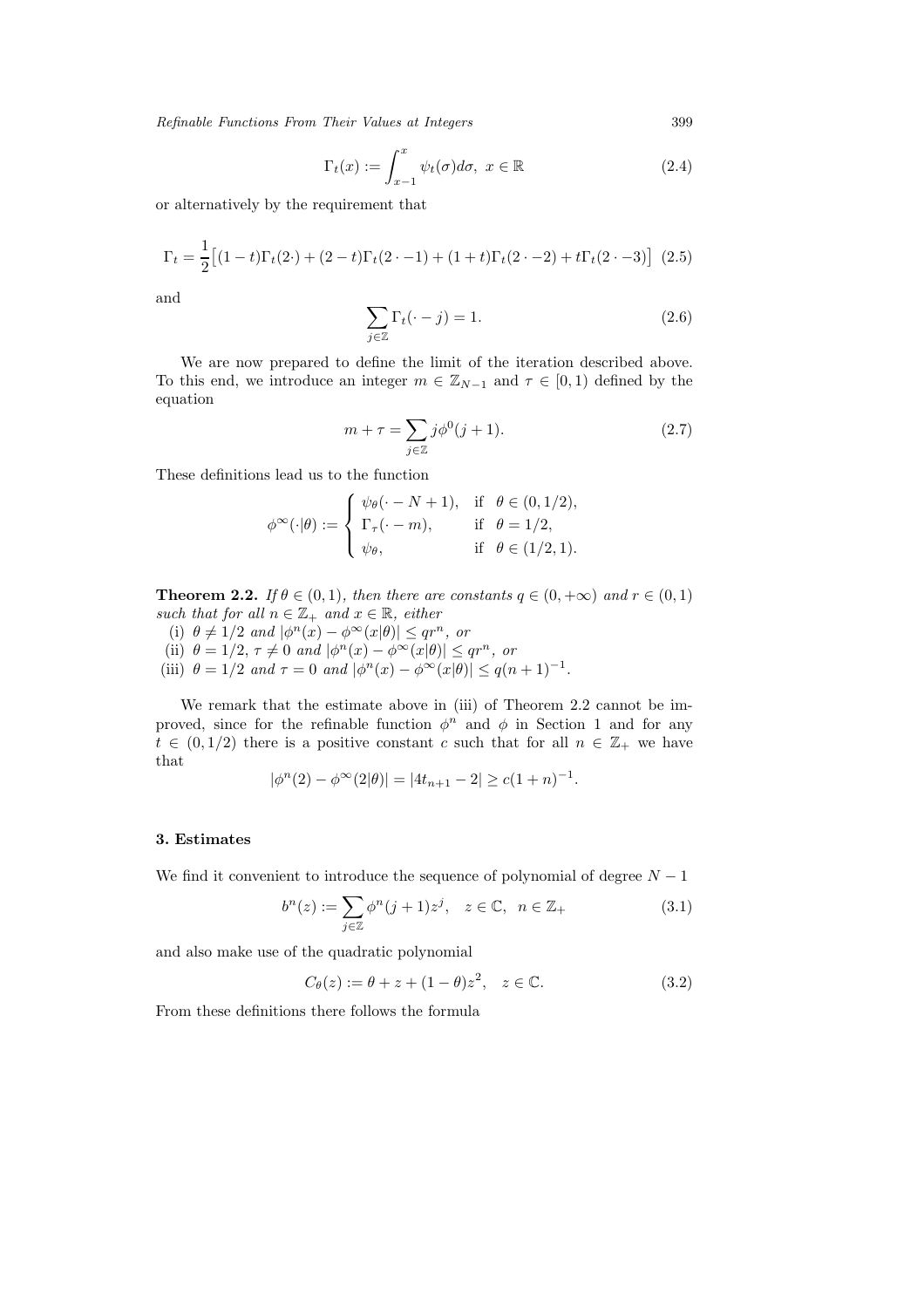$$\Gamma_t(x) := \int_{x-1}^{x} \psi_t(\sigma) d\sigma, \ x \in \mathbb{R} \tag{2.4}$$

or alternatively by the requirement that

$$\Gamma_t = \frac{1}{2}\big[(1-t)\Gamma_t(2\cdot) + (2-t)\Gamma_t(2\cdot -1) + (1+t)\Gamma_t(2\cdot -2) + t\Gamma_t(2\cdot -3)\big] \tag{2.5}$$

and

$$\sum_{j \in \mathbb{Z}} \Gamma_t(\cdot - j) = 1. \tag{2.6}$$

We are now prepared to define the limit of the iteration described above. To this end, we introduce an integer $m \in \mathbb{Z}_{N-1}$ and $\tau \in [0,1)$ defined by the equation

$$m + \tau = \sum_{j \in \mathbb{Z}} j \phi^0(j+1). \tag{2.7}$$

These definitions lead us to the function

$$\phi^\infty(\cdot|\theta) := \begin{cases} \psi_\theta(\cdot - N + 1), & \text{if} \quad \theta \in (0, 1/2), \\ \Gamma_\tau(\cdot - m), & \text{if} \quad \theta = 1/2, \\ \psi_\theta, & \text{if} \quad \theta \in (1/2, 1). \end{cases}$$

**Theorem 2.2.** *If $\theta \in (0,1)$, then there are constants $q \in (0, +\infty)$ and $r \in (0,1)$ such that for all $n \in \mathbb{Z}_+$ and $x \in \mathbb{R}$, either*

(i) *$\theta \neq 1/2$ and $|\phi^n(x) - \phi^\infty(x|\theta)| \leq q r^n$, or*
(ii) *$\theta = 1/2$, $\tau \neq 0$ and $|\phi^n(x) - \phi^\infty(x|\theta)| \leq q r^n$, or*
(iii) *$\theta = 1/2$ and $\tau = 0$ and $|\phi^n(x) - \phi^\infty(x|\theta)| \leq q(n+1)^{-1}$.*

We remark that the estimate above in (iii) of Theorem 2.2 cannot be improved, since for the refinable function $\phi^n$ and $\phi$ in Section 1 and for any $t \in (0, 1/2)$ there is a positive constant $c$ such that for all $n \in \mathbb{Z}_+$ we have that

$$|\phi^n(2) - \phi^\infty(2|\theta)| = |4t_{n+1} - 2| \geq c(1+n)^{-1}.$$

### 3. Estimates

We find it convenient to introduce the sequence of polynomial of degree $N-1$

$$b^n(z) := \sum_{j \in \mathbb{Z}} \phi^n(j+1) z^j, \quad z \in \mathbb{C}, \ \ n \in \mathbb{Z}_+ \tag{3.1}$$

and also make use of the quadratic polynomial

$$C_\theta(z) := \theta + z + (1-\theta)z^2, \quad z \in \mathbb{C}. \tag{3.2}$$

From these definitions there follows the formula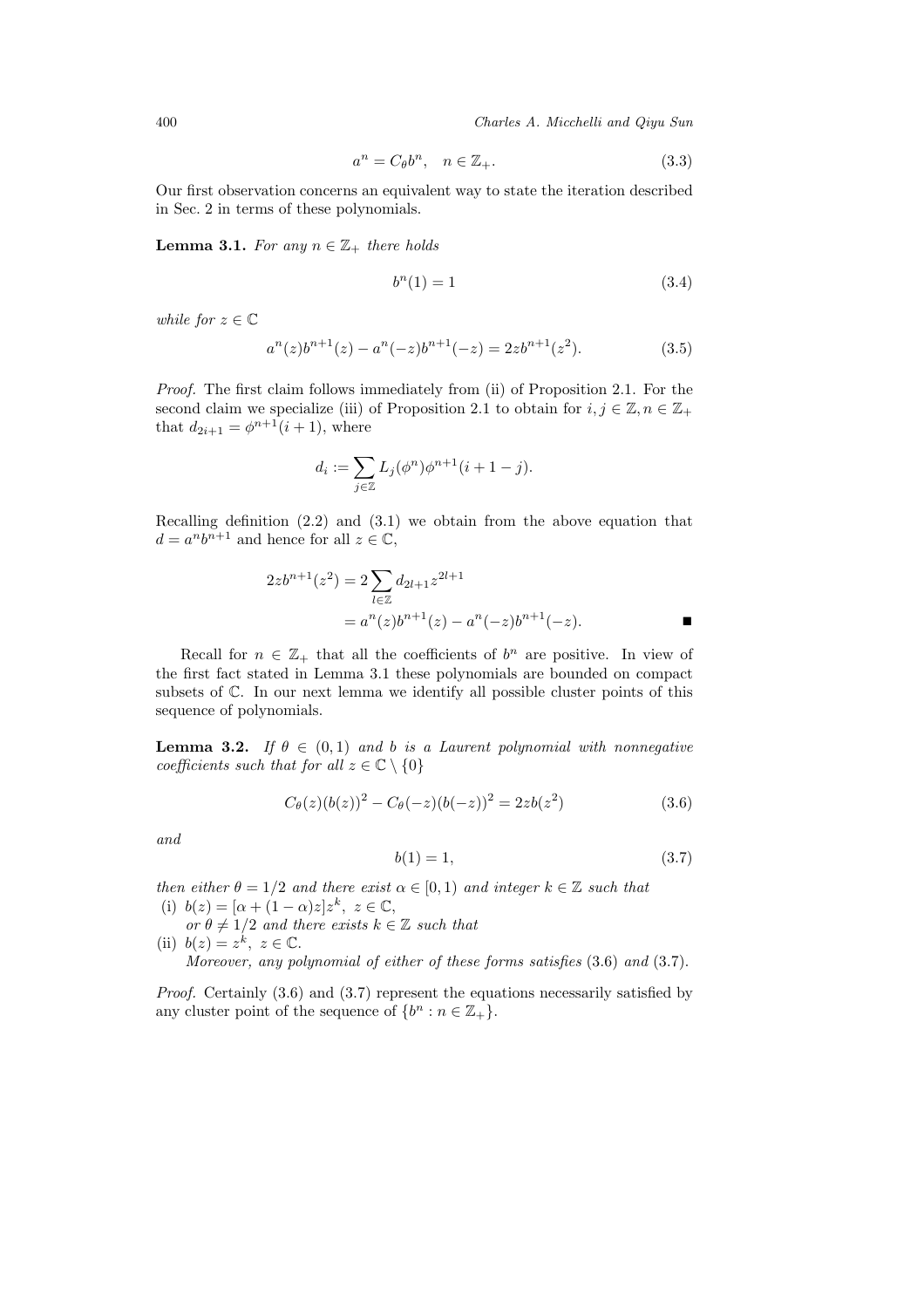$$a^n = C_\theta b^n, \quad n \in \mathbb{Z}_+. \tag{3.3}$$

Our first observation concerns an equivalent way to state the iteration described in Sec. 2 in terms of these polynomials.

**Lemma 3.1.** *For any $n \in \mathbb{Z}_+$ there holds*

$$b^n(1) = 1 \tag{3.4}$$

*while for $z \in \mathbb{C}$*

$$a^n(z)b^{n+1}(z) - a^n(-z)b^{n+1}(-z) = 2zb^{n+1}(z^2). \tag{3.5}$$

*Proof.* The first claim follows immediately from (ii) of Proposition 2.1. For the second claim we specialize (iii) of Proposition 2.1 to obtain for $i, j \in \mathbb{Z}, n \in \mathbb{Z}_+$ that $d_{2i+1} = \phi^{n+1}(i+1)$, where

$$d_i := \sum_{j \in \mathbb{Z}} L_j(\phi^n)\phi^{n+1}(i+1-j).$$

Recalling definition (2.2) and (3.1) we obtain from the above equation that $d = a^n b^{n+1}$ and hence for all $z \in \mathbb{C}$,

$$\begin{aligned} 2zb^{n+1}(z^2) &= 2\sum_{l \in \mathbb{Z}} d_{2l+1} z^{2l+1} \\ &= a^n(z)b^{n+1}(z) - a^n(-z)b^{n+1}(-z). \end{aligned}$$

∎

Recall for $n \in \mathbb{Z}_+$ that all the coefficients of $b^n$ are positive. In view of the first fact stated in Lemma 3.1 these polynomials are bounded on compact subsets of $\mathbb{C}$. In our next lemma we identify all possible cluster points of this sequence of polynomials.

**Lemma 3.2.** *If $\theta \in (0,1)$ and $b$ is a Laurent polynomial with nonnegative coefficients such that for all $z \in \mathbb{C} \setminus \{0\}$*

$$C_\theta(z)(b(z))^2 - C_\theta(-z)(b(-z))^2 = 2zb(z^2) \tag{3.6}$$

*and*

$$b(1) = 1, \tag{3.7}$$

*then either $\theta = 1/2$ and there exist $\alpha \in [0,1)$ and integer $k \in \mathbb{Z}$ such that*

(i) $b(z) = [\alpha + (1-\alpha)z]z^k,\ z \in \mathbb{C}$,

*or $\theta \neq 1/2$ and there exists $k \in \mathbb{Z}$ such that*

(ii) $b(z) = z^k,\ z \in \mathbb{C}$.

*Moreover, any polynomial of either of these forms satisfies* (3.6) *and* (3.7).

*Proof.* Certainly (3.6) and (3.7) represent the equations necessarily satisfied by any cluster point of the sequence of $\{b^n : n \in \mathbb{Z}_+\}$.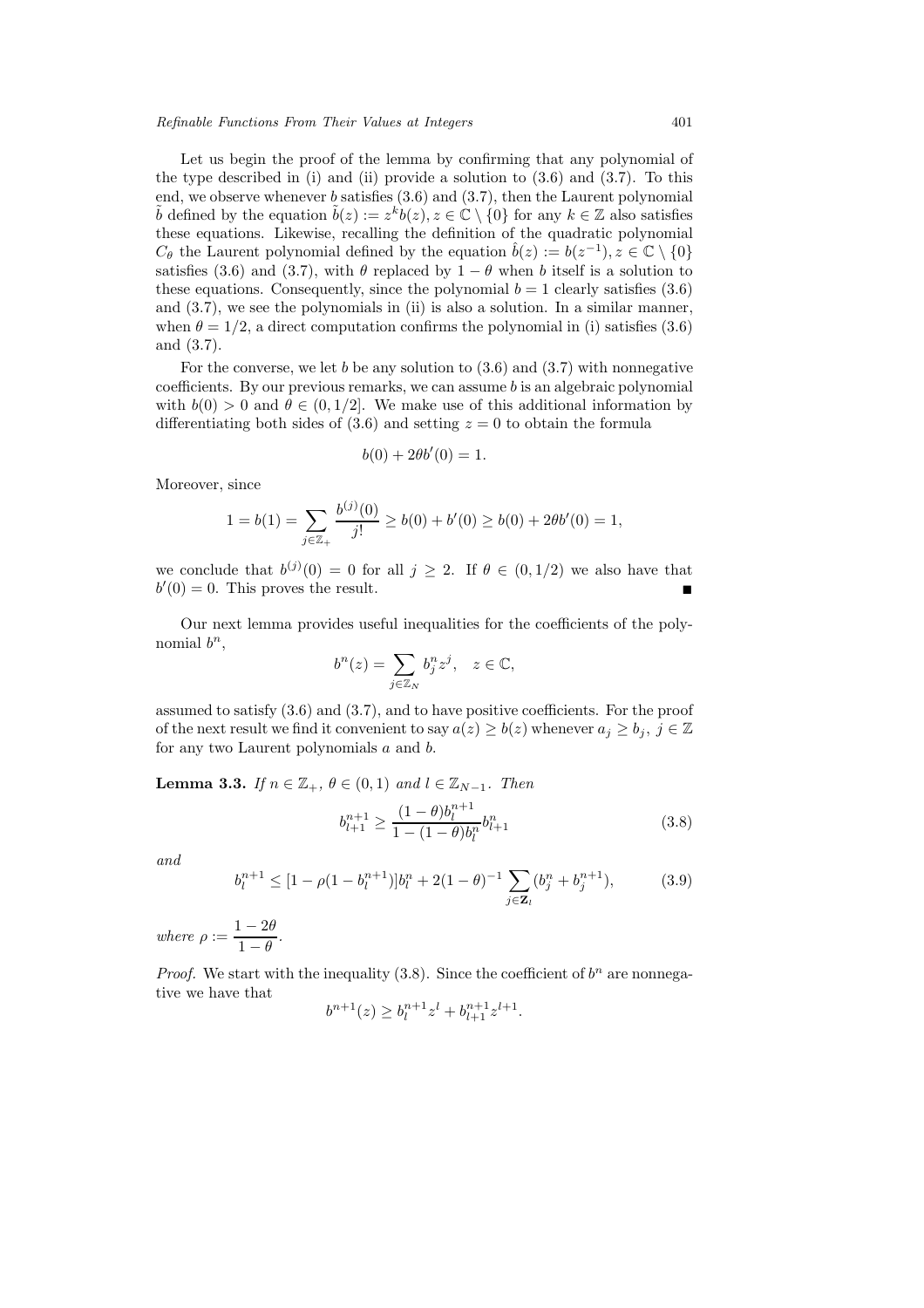Let us begin the proof of the lemma by confirming that any polynomial of the type described in (i) and (ii) provide a solution to (3.6) and (3.7). To this end, we observe whenever $b$ satisfies (3.6) and (3.7), then the Laurent polynomial $\tilde{b}$ defined by the equation $\tilde{b}(z) := z^k b(z), z \in \mathbb{C} \setminus \{0\}$ for any $k \in \mathbb{Z}$ also satisfies these equations. Likewise, recalling the definition of the quadratic polynomial $C_\theta$ the Laurent polynomial defined by the equation $\hat{b}(z) := b(z^{-1}), z \in \mathbb{C} \setminus \{0\}$ satisfies (3.6) and (3.7), with $\theta$ replaced by $1 - \theta$ when $b$ itself is a solution to these equations. Consequently, since the polynomial $b = 1$ clearly satisfies (3.6) and (3.7), we see the polynomials in (ii) is also a solution. In a similar manner, when $\theta = 1/2$, a direct computation confirms the polynomial in (i) satisfies (3.6) and (3.7).

For the converse, we let $b$ be any solution to (3.6) and (3.7) with nonnegative coefficients. By our previous remarks, we can assume $b$ is an algebraic polynomial with $b(0) > 0$ and $\theta \in (0, 1/2]$. We make use of this additional information by differentiating both sides of (3.6) and setting $z = 0$ to obtain the formula

$$b(0) + 2\theta b'(0) = 1.$$

Moreover, since

$$1 = b(1) = \sum_{j \in \mathbb{Z}_+} \frac{b^{(j)}(0)}{j!} \geq b(0) + b'(0) \geq b(0) + 2\theta b'(0) = 1,$$

we conclude that $b^{(j)}(0) = 0$ for all $j \geq 2$. If $\theta \in (0, 1/2)$ we also have that $b'(0) = 0$. This proves the result. ∎

Our next lemma provides useful inequalities for the coefficients of the polynomial $b^n$,

$$b^n(z) = \sum_{j \in \mathbb{Z}_N} b_j^n z^j, \quad z \in \mathbb{C},$$

assumed to satisfy (3.6) and (3.7), and to have positive coefficients. For the proof of the next result we find it convenient to say $a(z) \geq b(z)$ whenever $a_j \geq b_j$, $j \in \mathbb{Z}$ for any two Laurent polynomials $a$ and $b$.

**Lemma 3.3.** *If $n \in \mathbb{Z}_+$, $\theta \in (0, 1)$ and $l \in \mathbb{Z}_{N-1}$. Then*

$$b_{l+1}^{n+1} \geq \frac{(1-\theta) b_l^{n+1}}{1 - (1-\theta) b_l^n} b_{l+1}^n \tag{3.8}$$

*and*

$$b_l^{n+1} \leq [1 - \rho(1 - b_l^{n+1})] b_l^n + 2(1-\theta)^{-1} \sum_{j \in \mathbf{Z}_l} (b_j^n + b_j^{n+1}), \tag{3.9}$$

*where* $\rho := \dfrac{1 - 2\theta}{1 - \theta}$.

*Proof.* We start with the inequality (3.8). Since the coefficient of $b^n$ are nonnegative we have that

$$b^{n+1}(z) \geq b_l^{n+1} z^l + b_{l+1}^{n+1} z^{l+1}.$$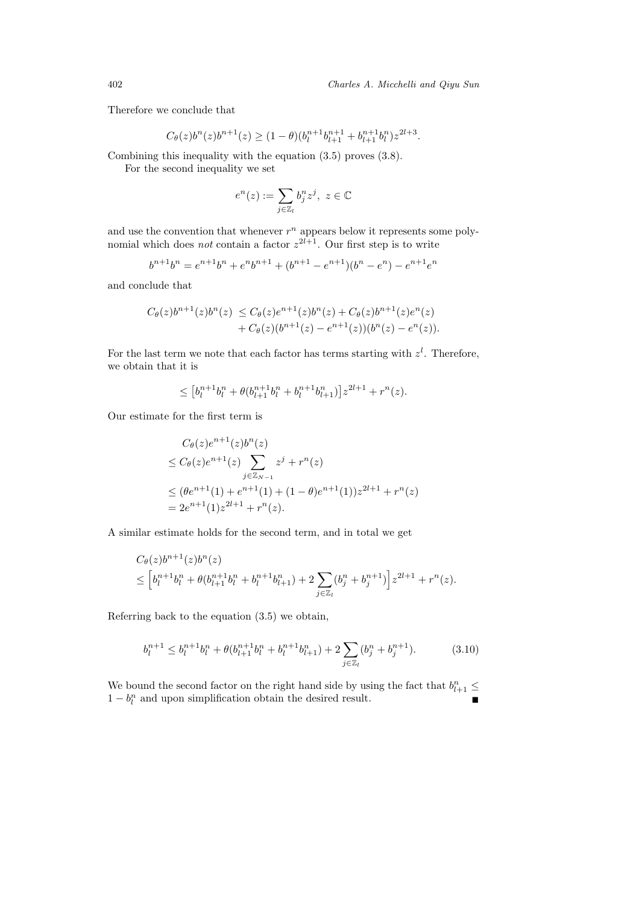Therefore we conclude that

$$C_\theta(z) b^n(z) b^{n+1}(z) \geq (1-\theta)(b_l^{n+1} b_{l+1}^{n+1} + b_{l+1}^{n+1} b_l^n) z^{2l+3}.$$

Combining this inequality with the equation (3.5) proves (3.8).

For the second inequality we set

$$e^n(z) := \sum_{j \in \mathbb{Z}_l} b_j^n z^j, \ z \in \mathbb{C}$$

and use the convention that whenever $r^n$ appears below it represents some polynomial which does *not* contain a factor $z^{2l+1}$. Our first step is to write

$$b^{n+1} b^n = e^{n+1} b^n + e^n b^{n+1} + (b^{n+1} - e^{n+1})(b^n - e^n) - e^{n+1} e^n$$

and conclude that

$$\begin{aligned} C_\theta(z) b^{n+1}(z) b^n(z) \ &\leq C_\theta(z) e^{n+1}(z) b^n(z) + C_\theta(z) b^{n+1}(z) e^n(z) \\ &\quad + C_\theta(z)(b^{n+1}(z) - e^{n+1}(z))(b^n(z) - e^n(z)). \end{aligned}$$

For the last term we note that each factor has terms starting with $z^l$. Therefore, we obtain that it is

$$\leq \left[ b_l^{n+1} b_l^n + \theta(b_{l+1}^{n+1} b_l^n + b_l^{n+1} b_{l+1}^n) \right] z^{2l+1} + r^n(z).$$

Our estimate for the first term is

$$\begin{aligned} &C_\theta(z) e^{n+1}(z) b^n(z) \\ &\leq C_\theta(z) e^{n+1}(z) \sum_{j \in \mathbb{Z}_{N-1}} z^j + r^n(z) \\ &\leq (\theta e^{n+1}(1) + e^{n+1}(1) + (1-\theta) e^{n+1}(1)) z^{2l+1} + r^n(z) \\ &= 2e^{n+1}(1) z^{2l+1} + r^n(z). \end{aligned}$$

A similar estimate holds for the second term, and in total we get

$$\begin{aligned} &C_\theta(z) b^{n+1}(z) b^n(z) \\ &\leq \Big[ b_l^{n+1} b_l^n + \theta(b_{l+1}^{n+1} b_l^n + b_l^{n+1} b_{l+1}^n) + 2 \sum_{j \in \mathbb{Z}_l} (b_j^n + b_j^{n+1}) \Big] z^{2l+1} + r^n(z). \end{aligned}$$

Referring back to the equation (3.5) we obtain,

$$b_l^{n+1} \leq b_l^{n+1} b_l^n + \theta(b_{l+1}^{n+1} b_l^n + b_l^{n+1} b_{l+1}^n) + 2 \sum_{j \in \mathbb{Z}_l} (b_j^n + b_j^{n+1}). \tag{3.10}$$

We bound the second factor on the right hand side by using the fact that $b_{l+1}^n \leq 1 - b_l^n$ and upon simplification obtain the desired result. ∎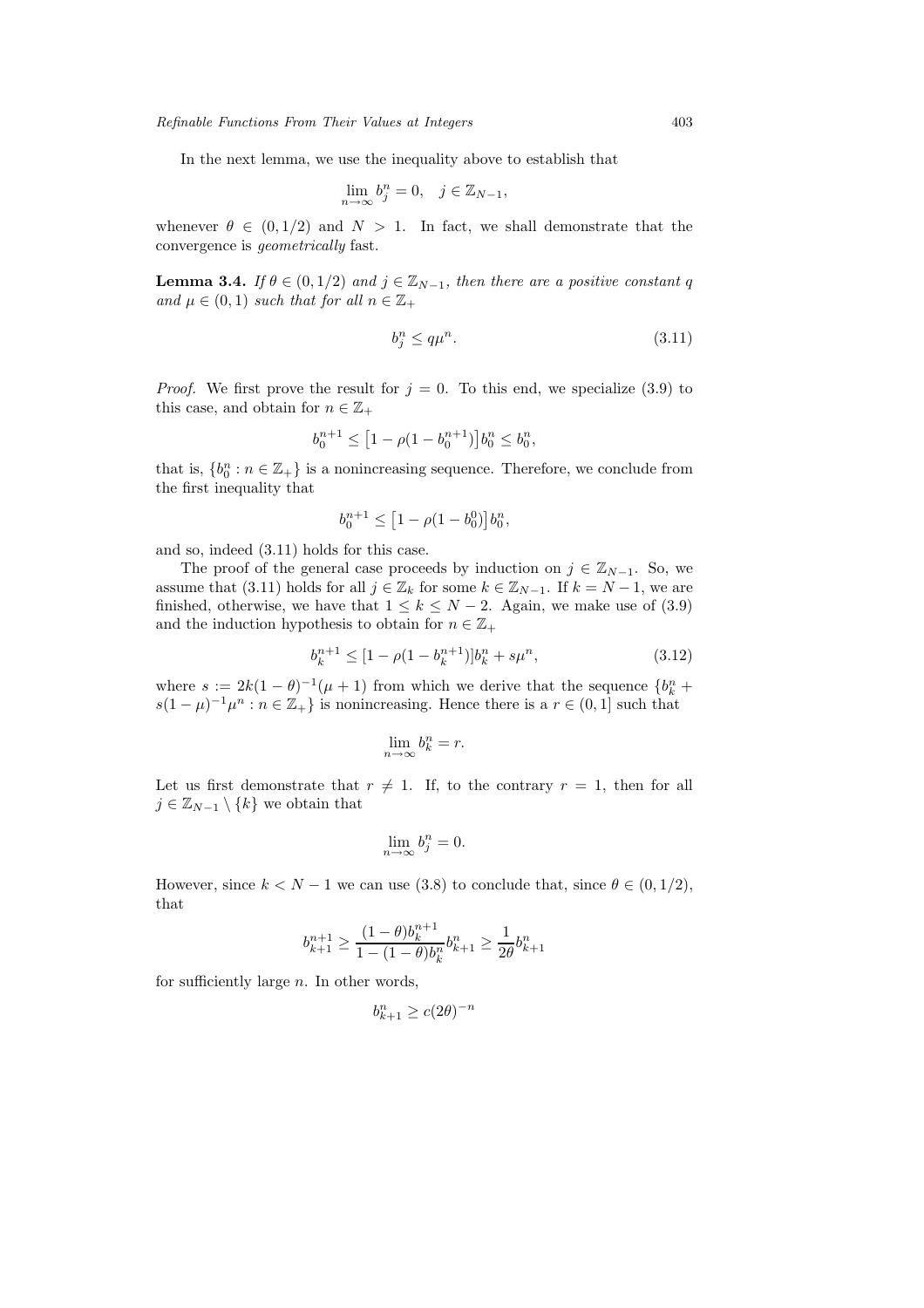In the next lemma, we use the inequality above to establish that

$$\lim_{n\to\infty} b_j^n = 0, \quad j \in \mathbb{Z}_{N-1},$$

whenever $\theta \in (0, 1/2)$ and $N > 1$. In fact, we shall demonstrate that the convergence is *geometrically* fast.

**Lemma 3.4.** *If $\theta \in (0, 1/2)$ and $j \in \mathbb{Z}_{N-1}$, then there are a positive constant $q$ and $\mu \in (0, 1)$ such that for all $n \in \mathbb{Z}_+$*

$$b_j^n \leq q\mu^n. \tag{3.11}$$

*Proof.* We first prove the result for $j = 0$. To this end, we specialize (3.9) to this case, and obtain for $n \in \mathbb{Z}_+$

$$b_0^{n+1} \leq \left[1 - \rho(1 - b_0^{n+1})\right] b_0^n \leq b_0^n,$$

that is, $\{b_0^n : n \in \mathbb{Z}_+\}$ is a nonincreasing sequence. Therefore, we conclude from the first inequality that

$$b_0^{n+1} \leq \left[1 - \rho(1 - b_0^0)\right] b_0^n,$$

and so, indeed (3.11) holds for this case.

The proof of the general case proceeds by induction on $j \in \mathbb{Z}_{N-1}$. So, we assume that (3.11) holds for all $j \in \mathbb{Z}_k$ for some $k \in \mathbb{Z}_{N-1}$. If $k = N - 1$, we are finished, otherwise, we have that $1 \leq k \leq N - 2$. Again, we make use of (3.9) and the induction hypothesis to obtain for $n \in \mathbb{Z}_+$

$$b_k^{n+1} \leq [1 - \rho(1 - b_k^{n+1})] b_k^n + s\mu^n, \tag{3.12}$$

where $s := 2k(1 - \theta)^{-1}(\mu + 1)$ from which we derive that the sequence $\{b_k^n + s(1 - \mu)^{-1}\mu^n : n \in \mathbb{Z}_+\}$ is nonincreasing. Hence there is a $r \in (0, 1]$ such that

$$\lim_{n\to\infty} b_k^n = r.$$

Let us first demonstrate that $r \neq 1$. If, to the contrary $r = 1$, then for all $j \in \mathbb{Z}_{N-1} \setminus \{k\}$ we obtain that

$$\lim_{n\to\infty} b_j^n = 0.$$

However, since $k < N - 1$ we can use (3.8) to conclude that, since $\theta \in (0, 1/2)$, that

$$b_{k+1}^{n+1} \geq \frac{(1-\theta) b_k^{n+1}}{1 - (1-\theta) b_k^n} b_{k+1}^n \geq \frac{1}{2\theta} b_{k+1}^n$$

for sufficiently large $n$. In other words,

$$b_{k+1}^n \geq c(2\theta)^{-n}$$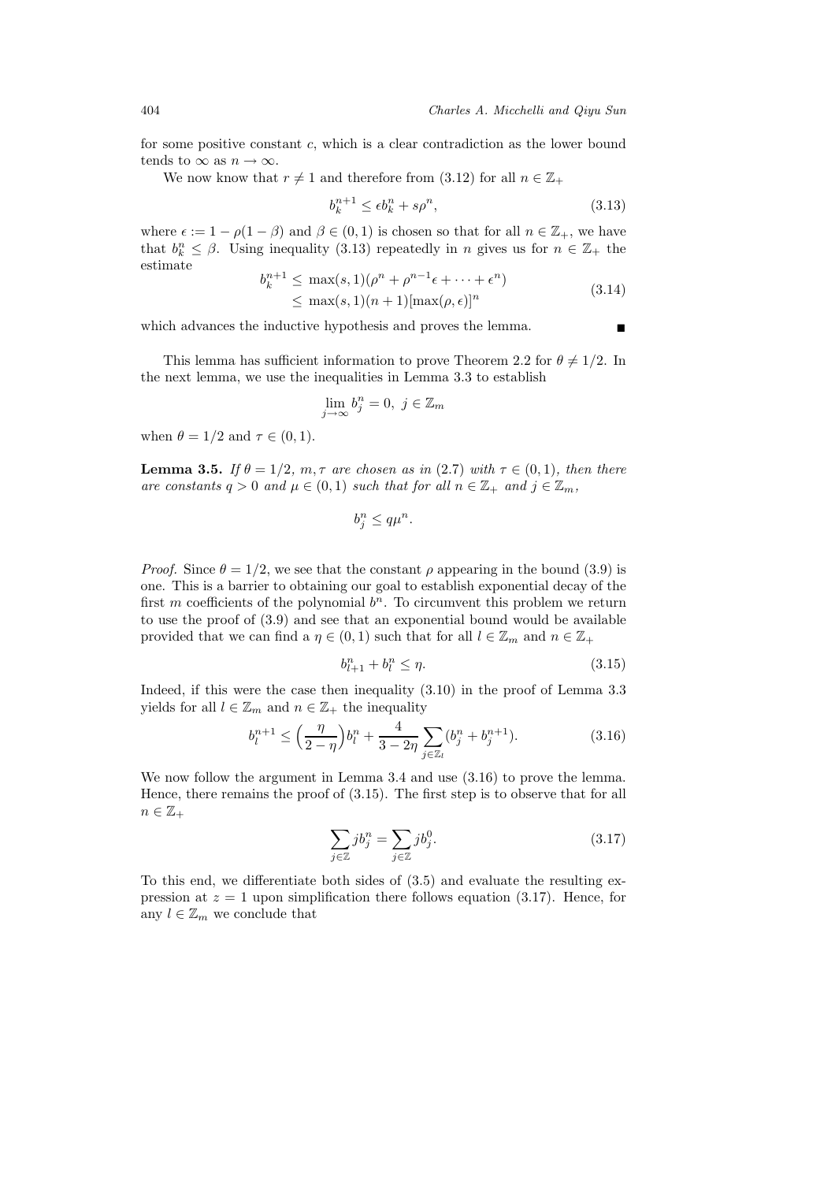for some positive constant $c$, which is a clear contradiction as the lower bound tends to $\infty$ as $n \to \infty$.

We now know that $r \neq 1$ and therefore from (3.12) for all $n \in \mathbb{Z}_+$

$$b_k^{n+1} \leq \epsilon b_k^n + s\rho^n, \tag{3.13}$$

where $\epsilon := 1 - \rho(1-\beta)$ and $\beta \in (0,1)$ is chosen so that for all $n \in \mathbb{Z}_+$, we have that $b_k^n \leq \beta$. Using inequality (3.13) repeatedly in $n$ gives us for $n \in \mathbb{Z}_+$ the estimate

$$\begin{aligned} b_k^{n+1} &\leq \max(s,1)(\rho^n + \rho^{n-1}\epsilon + \cdots + \epsilon^n) \\ &\leq \max(s,1)(n+1)[\max(\rho,\epsilon)]^n \end{aligned} \tag{3.14}$$

which advances the inductive hypothesis and proves the lemma. ∎

This lemma has sufficient information to prove Theorem 2.2 for $\theta \neq 1/2$. In the next lemma, we use the inequalities in Lemma 3.3 to establish

$$\lim_{j\to\infty} b_j^n = 0, \ j \in \mathbb{Z}_m$$

when $\theta = 1/2$ and $\tau \in (0,1)$.

**Lemma 3.5.** *If $\theta = 1/2$, $m, \tau$ are chosen as in (2.7) with $\tau \in (0,1)$, then there are constants $q > 0$ and $\mu \in (0,1)$ such that for all $n \in \mathbb{Z}_+$ and $j \in \mathbb{Z}_m$,*

$$b_j^n \leq q\mu^n.$$

*Proof.* Since $\theta = 1/2$, we see that the constant $\rho$ appearing in the bound (3.9) is one. This is a barrier to obtaining our goal to establish exponential decay of the first $m$ coefficients of the polynomial $b^n$. To circumvent this problem we return to use the proof of (3.9) and see that an exponential bound would be available provided that we can find a $\eta \in (0,1)$ such that for all $l \in \mathbb{Z}_m$ and $n \in \mathbb{Z}_+$

$$b_{l+1}^n + b_l^n \leq \eta. \tag{3.15}$$

Indeed, if this were the case then inequality (3.10) in the proof of Lemma 3.3 yields for all $l \in \mathbb{Z}_m$ and $n \in \mathbb{Z}_+$ the inequality

$$b_l^{n+1} \leq \Big(\frac{\eta}{2-\eta}\Big) b_l^n + \frac{4}{3-2\eta} \sum_{j\in\mathbb{Z}_l} (b_j^n + b_j^{n+1}). \tag{3.16}$$

We now follow the argument in Lemma 3.4 and use (3.16) to prove the lemma. Hence, there remains the proof of (3.15). The first step is to observe that for all $n \in \mathbb{Z}_+$

$$\sum_{j\in\mathbb{Z}} j b_j^n = \sum_{j\in\mathbb{Z}} j b_j^0. \tag{3.17}$$

To this end, we differentiate both sides of (3.5) and evaluate the resulting expression at $z = 1$ upon simplification there follows equation (3.17). Hence, for any $l \in \mathbb{Z}_m$ we conclude that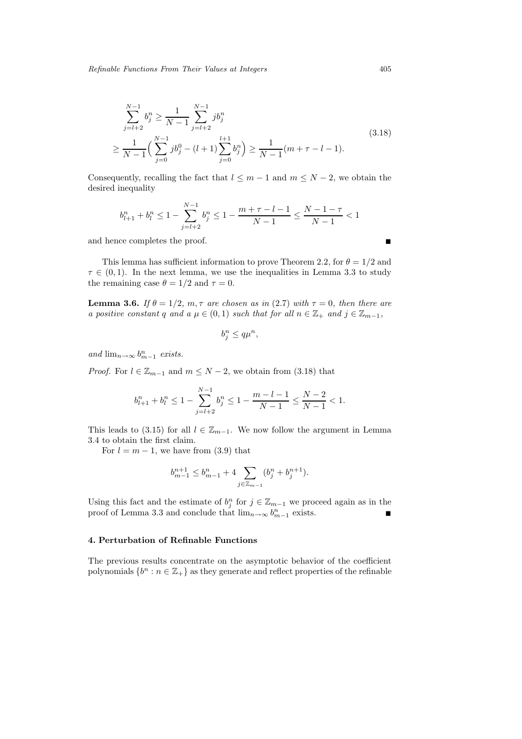$$
\begin{aligned}
&\sum_{j=l+2}^{N-1} b_j^n \geq \frac{1}{N-1} \sum_{j=l+2}^{N-1} j b_j^n \\
&\geq \frac{1}{N-1}\Big( \sum_{j=0}^{N-1} j b_j^0 - (l+1) \sum_{j=0}^{l+1} b_j^n \Big) \geq \frac{1}{N-1}(m+\tau-l-1).
\end{aligned}
\tag{3.18}
$$

Consequently, recalling the fact that $l \leq m-1$ and $m \leq N-2$, we obtain the desired inequality

$$
b_{l+1}^n + b_l^n \leq 1 - \sum_{j=l+2}^{N-1} b_j^n \leq 1 - \frac{m+\tau-l-1}{N-1} \leq \frac{N-1-\tau}{N-1} < 1
$$

and hence completes the proof. ∎

This lemma has sufficient information to prove Theorem 2.2, for $\theta = 1/2$ and $\tau \in (0,1)$. In the next lemma, we use the inequalities in Lemma 3.3 to study the remaining case $\theta = 1/2$ and $\tau = 0$.

**Lemma 3.6.** *If $\theta = 1/2$, $m, \tau$ are chosen as in (2.7) with $\tau = 0$, then there are a positive constant $q$ and a $\mu \in (0,1)$ such that for all $n \in \mathbb{Z}_+$ and $j \in \mathbb{Z}_{m-1}$,*

$$
b_j^n \leq q\mu^n,
$$

*and $\lim_{n\to\infty} b_{m-1}^n$ exists.*

*Proof.* For $l \in \mathbb{Z}_{m-1}$ and $m \leq N-2$, we obtain from (3.18) that

$$
b_{l+1}^n + b_l^n \leq 1 - \sum_{j=l+2}^{N-1} b_j^n \leq 1 - \frac{m-l-1}{N-1} \leq \frac{N-2}{N-1} < 1.
$$

This leads to (3.15) for all $l \in \mathbb{Z}_{m-1}$. We now follow the argument in Lemma 3.4 to obtain the first claim.

For $l = m-1$, we have from (3.9) that

$$
b_{m-1}^{n+1} \leq b_{m-1}^n + 4 \sum_{j\in\mathbb{Z}_{m-1}} (b_j^n + b_j^{n+1}).
$$

Using this fact and the estimate of $b_j^n$ for $j \in \mathbb{Z}_{m-1}$ we proceed again as in the proof of Lemma 3.3 and conclude that $\lim_{n\to\infty} b_{m-1}^n$ exists. ∎

## 4. Perturbation of Refinable Functions

The previous results concentrate on the asymptotic behavior of the coefficient polynomials $\{b^n : n \in \mathbb{Z}_+\}$ as they generate and reflect properties of the refinable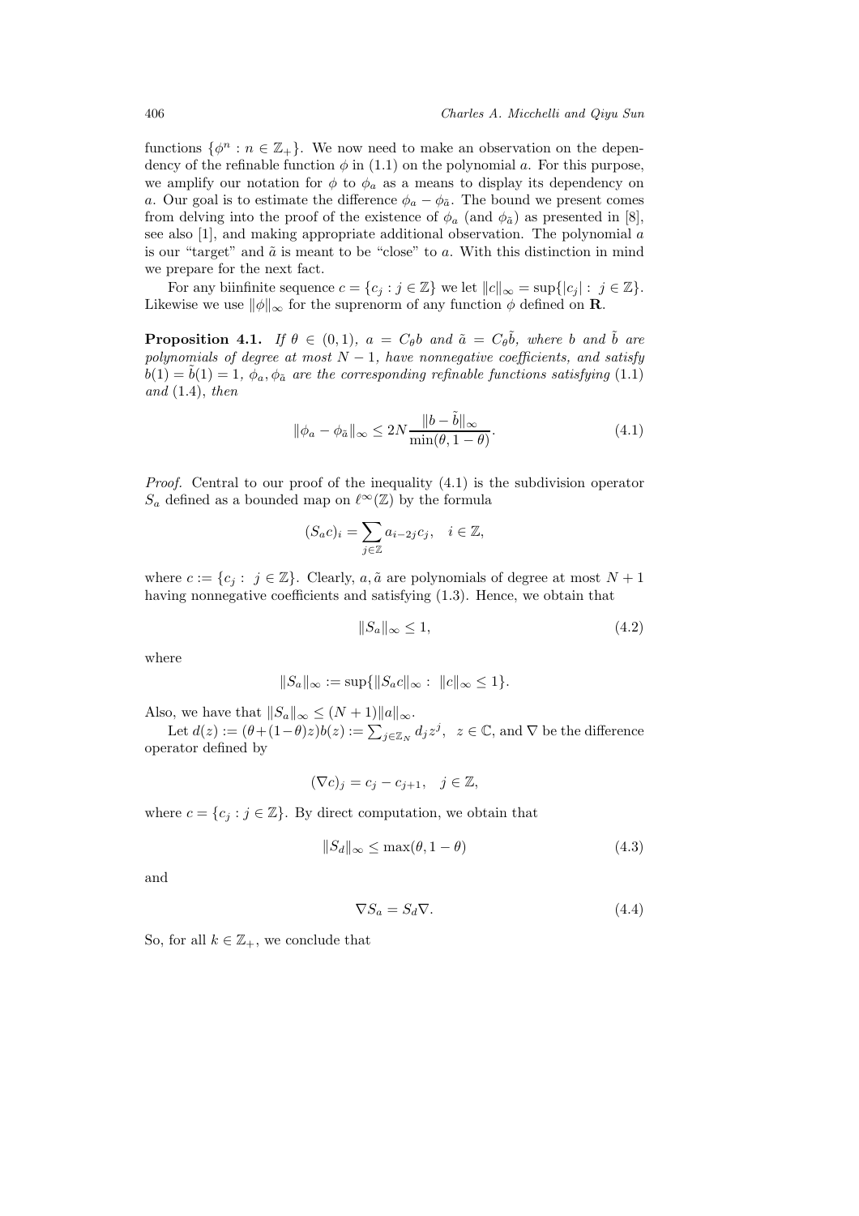functions $\{\phi^n : n \in \mathbb{Z}_+\}$. We now need to make an observation on the dependency of the refinable function $\phi$ in (1.1) on the polynomial $a$. For this purpose, we amplify our notation for $\phi$ to $\phi_a$ as a means to display its dependency on $a$. Our goal is to estimate the difference $\phi_a - \phi_{\tilde{a}}$. The bound we present comes from delving into the proof of the existence of $\phi_a$ (and $\phi_{\tilde{a}}$) as presented in [8], see also [1], and making appropriate additional observation. The polynomial $a$ is our "target" and $\tilde{a}$ is meant to be "close" to $a$. With this distinction in mind we prepare for the next fact.

For any biinfinite sequence $c = \{c_j : j \in \mathbb{Z}\}$ we let $\|c\|_\infty = \sup\{|c_j| : \ j \in \mathbb{Z}\}$. Likewise we use $\|\phi\|_\infty$ for the suprenorm of any function $\phi$ defined on $\mathbf{R}$.

**Proposition 4.1.** *If $\theta \in (0,1)$, $a = C_\theta b$ and $\tilde{a} = C_\theta \tilde{b}$, where $b$ and $\tilde{b}$ are polynomials of degree at most $N-1$, have nonnegative coefficients, and satisfy $b(1) = \tilde{b}(1) = 1$, $\phi_a, \phi_{\tilde{a}}$ are the corresponding refinable functions satisfying* (1.1) *and* (1.4), *then*

$$\|\phi_a - \phi_{\tilde{a}}\|_\infty \leq 2N \frac{\|b - \tilde{b}\|_\infty}{\min(\theta, 1-\theta)}. \tag{4.1}$$

*Proof.* Central to our proof of the inequality (4.1) is the subdivision operator $S_a$ defined as a bounded map on $\ell^\infty(\mathbb{Z})$ by the formula

$$(S_a c)_i = \sum_{j \in \mathbb{Z}} a_{i-2j} c_j, \quad i \in \mathbb{Z},$$

where $c := \{c_j : \ j \in \mathbb{Z}\}$. Clearly, $a, \tilde{a}$ are polynomials of degree at most $N+1$ having nonnegative coefficients and satisfying (1.3). Hence, we obtain that

$$\|S_a\|_\infty \leq 1, \tag{4.2}$$

where

$$\|S_a\|_\infty := \sup\{\|S_a c\|_\infty : \ \|c\|_\infty \leq 1\}.$$

Also, we have that $\|S_a\|_\infty \leq (N+1)\|a\|_\infty$.

Let $d(z) := (\theta + (1-\theta)z) b(z) := \sum_{j \in \mathbb{Z}_N} d_j z^j, \ \ z \in \mathbb{C}$, and $\nabla$ be the difference operator defined by

$$(\nabla c)_j = c_j - c_{j+1}, \quad j \in \mathbb{Z},$$

where $c = \{c_j : j \in \mathbb{Z}\}$. By direct computation, we obtain that

$$\|S_d\|_\infty \leq \max(\theta, 1-\theta) \tag{4.3}$$

and

$$\nabla S_a = S_d \nabla. \tag{4.4}$$

So, for all $k \in \mathbb{Z}_+$, we conclude that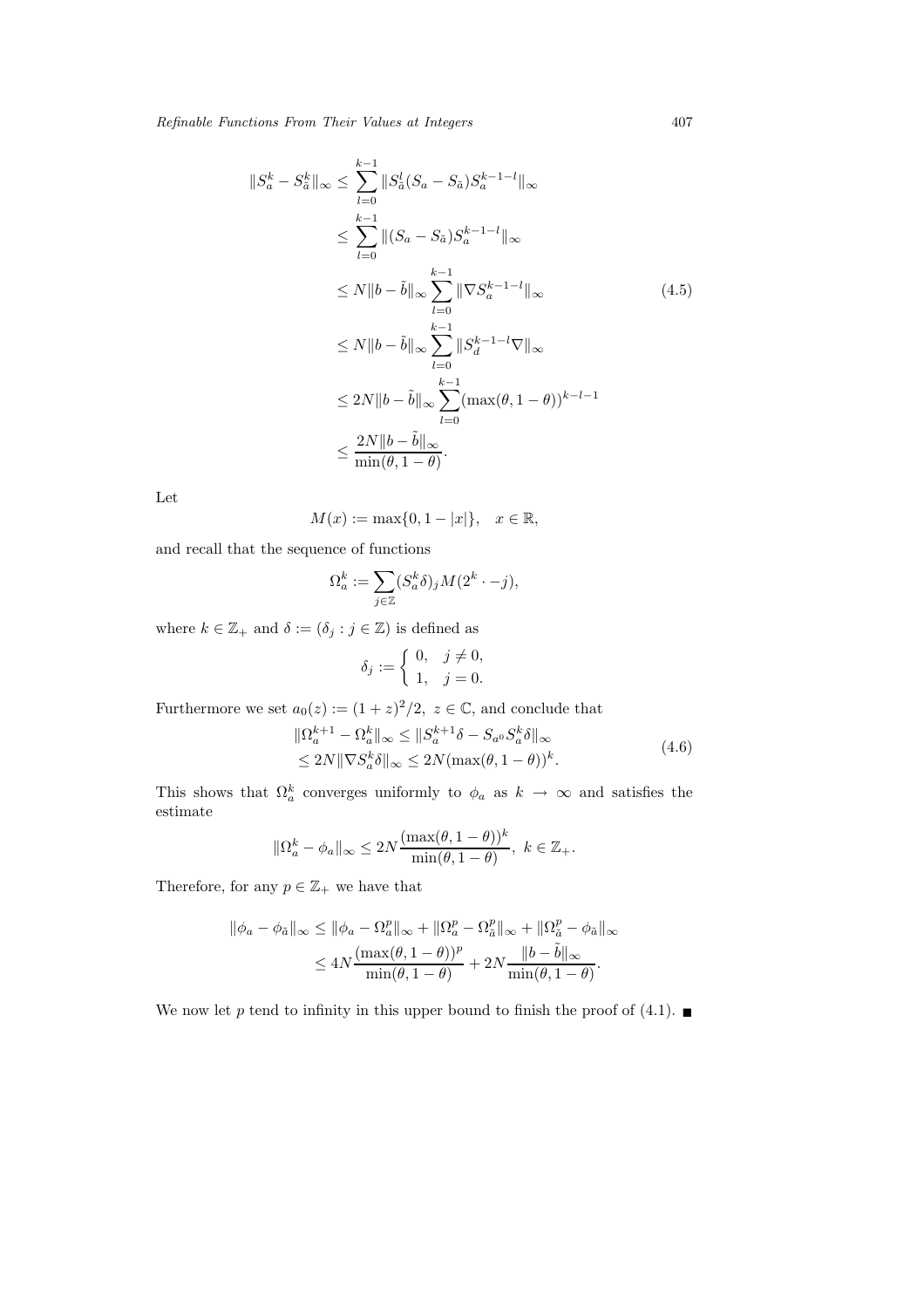$$
\begin{aligned}
\|S_a^k - S_{\tilde{a}}^k\|_\infty &\leq \sum_{l=0}^{k-1} \|S_{\tilde{a}}^l (S_a - S_{\tilde{a}}) S_a^{k-1-l}\|_\infty \\
&\leq \sum_{l=0}^{k-1} \|(S_a - S_{\tilde{a}}) S_a^{k-1-l}\|_\infty \\
&\leq N \|b - \tilde{b}\|_\infty \sum_{l=0}^{k-1} \|\nabla S_a^{k-1-l}\|_\infty \\
&\leq N \|b - \tilde{b}\|_\infty \sum_{l=0}^{k-1} \|S_d^{k-1-l} \nabla\|_\infty \\
&\leq 2N \|b - \tilde{b}\|_\infty \sum_{l=0}^{k-1} (\max(\theta, 1-\theta))^{k-l-1} \\
&\leq \frac{2N \|b - \tilde{b}\|_\infty}{\min(\theta, 1-\theta)}.
\end{aligned}
\tag{4.5}
$$

Let

$$
M(x) := \max\{0, 1 - |x|\}, \quad x \in \mathbb{R},
$$

and recall that the sequence of functions

$$
\Omega_a^k := \sum_{j \in \mathbb{Z}} (S_a^k \delta)_j M(2^k \cdot - j),
$$

where $k \in \mathbb{Z}_+$ and $\delta := (\delta_j : j \in \mathbb{Z})$ is defined as

$$
\delta_j := \begin{cases} 0, & j \neq 0, \\ 1, & j = 0. \end{cases}
$$

Furthermore we set $a_0(z) := (1+z)^2/2, \ z \in \mathbb{C}$, and conclude that

$$
\begin{aligned}
&\|\Omega_a^{k+1} - \Omega_a^k\|_\infty \leq \|S_a^{k+1} \delta - S_{a^0} S_a^k \delta\|_\infty \\
&\leq 2N \|\nabla S_a^k \delta\|_\infty \leq 2N (\max(\theta, 1-\theta))^k.
\end{aligned}
\tag{4.6}
$$

This shows that $\Omega_a^k$ converges uniformly to $\phi_a$ as $k \to \infty$ and satisfies the estimate

$$
\|\Omega_a^k - \phi_a\|_\infty \leq 2N \frac{(\max(\theta, 1-\theta))^k}{\min(\theta, 1-\theta)}, \ k \in \mathbb{Z}_+.
$$

Therefore, for any $p \in \mathbb{Z}_+$ we have that

$$
\begin{aligned}
\|\phi_a - \phi_{\tilde{a}}\|_\infty &\leq \|\phi_a - \Omega_a^p\|_\infty + \|\Omega_a^p - \Omega_{\tilde{a}}^p\|_\infty + \|\Omega_{\tilde{a}}^p - \phi_{\tilde{a}}\|_\infty \\
&\leq 4N \frac{(\max(\theta, 1-\theta))^p}{\min(\theta, 1-\theta)} + 2N \frac{\|b - \tilde{b}\|_\infty}{\min(\theta, 1-\theta)}.
\end{aligned}
$$

We now let $p$ tend to infinity in this upper bound to finish the proof of (4.1). ∎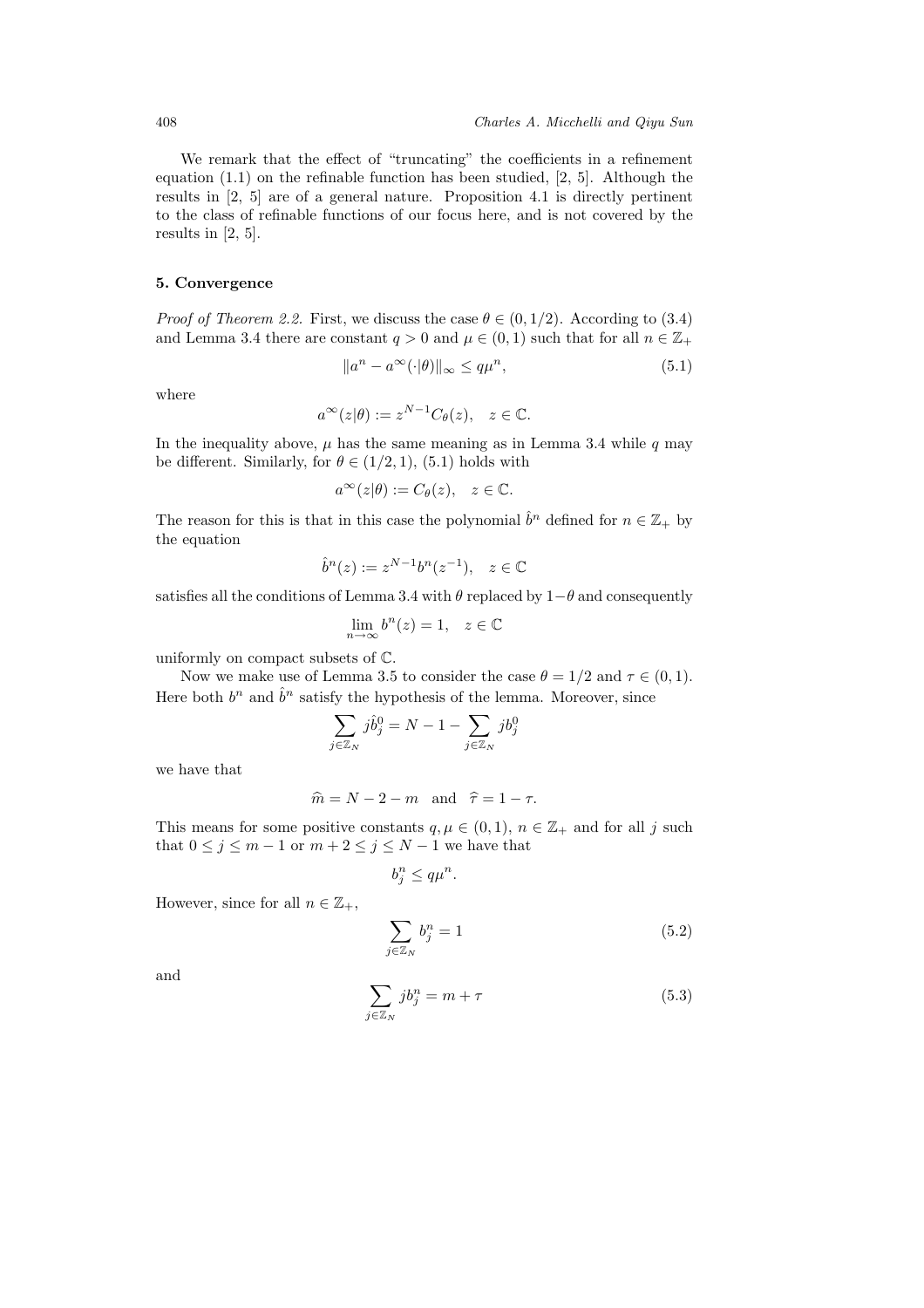We remark that the effect of "truncating" the coefficients in a refinement equation (1.1) on the refinable function has been studied, [2, 5]. Although the results in [2, 5] are of a general nature. Proposition 4.1 is directly pertinent to the class of refinable functions of our focus here, and is not covered by the results in [2, 5].

## 5. Convergence

*Proof of Theorem 2.2.* First, we discuss the case $\theta \in (0, 1/2)$. According to (3.4) and Lemma 3.4 there are constant $q > 0$ and $\mu \in (0, 1)$ such that for all $n \in \mathbb{Z}_+$

$$\|a^n - a^\infty(\cdot|\theta)\|_\infty \le q\mu^n, \tag{5.1}$$

where

$$a^\infty(z|\theta) := z^{N-1} C_\theta(z), \quad z \in \mathbb{C}.$$

In the inequality above, $\mu$ has the same meaning as in Lemma 3.4 while $q$ may be different. Similarly, for $\theta \in (1/2, 1)$, (5.1) holds with

$$a^\infty(z|\theta) := C_\theta(z), \quad z \in \mathbb{C}.$$

The reason for this is that in this case the polynomial $\hat{b}^n$ defined for $n \in \mathbb{Z}_+$ by the equation

$$\hat{b}^n(z) := z^{N-1} b^n(z^{-1}), \quad z \in \mathbb{C}$$

satisfies all the conditions of Lemma 3.4 with $\theta$ replaced by $1-\theta$ and consequently

$$\lim_{n\to\infty} b^n(z) = 1, \quad z \in \mathbb{C}$$

uniformly on compact subsets of $\mathbb{C}$.

Now we make use of Lemma 3.5 to consider the case $\theta = 1/2$ and $\tau \in (0, 1)$. Here both $b^n$ and $\hat{b}^n$ satisfy the hypothesis of the lemma. Moreover, since

$$\sum_{j\in\mathbb{Z}_N} j\hat{b}^0_j = N - 1 - \sum_{j\in\mathbb{Z}_N} jb^0_j$$

we have that

$$\widehat{m} = N - 2 - m \quad \text{and} \quad \widehat{\tau} = 1 - \tau.$$

This means for some positive constants $q, \mu \in (0, 1)$, $n \in \mathbb{Z}_+$ and for all $j$ such that $0 \le j \le m - 1$ or $m + 2 \le j \le N - 1$ we have that

$$b^n_j \le q\mu^n.$$

However, since for all $n \in \mathbb{Z}_+$,

$$\sum_{j\in\mathbb{Z}_N} b^n_j = 1 \tag{5.2}$$

and

$$\sum_{j\in\mathbb{Z}_N} jb^n_j = m + \tau \tag{5.3}$$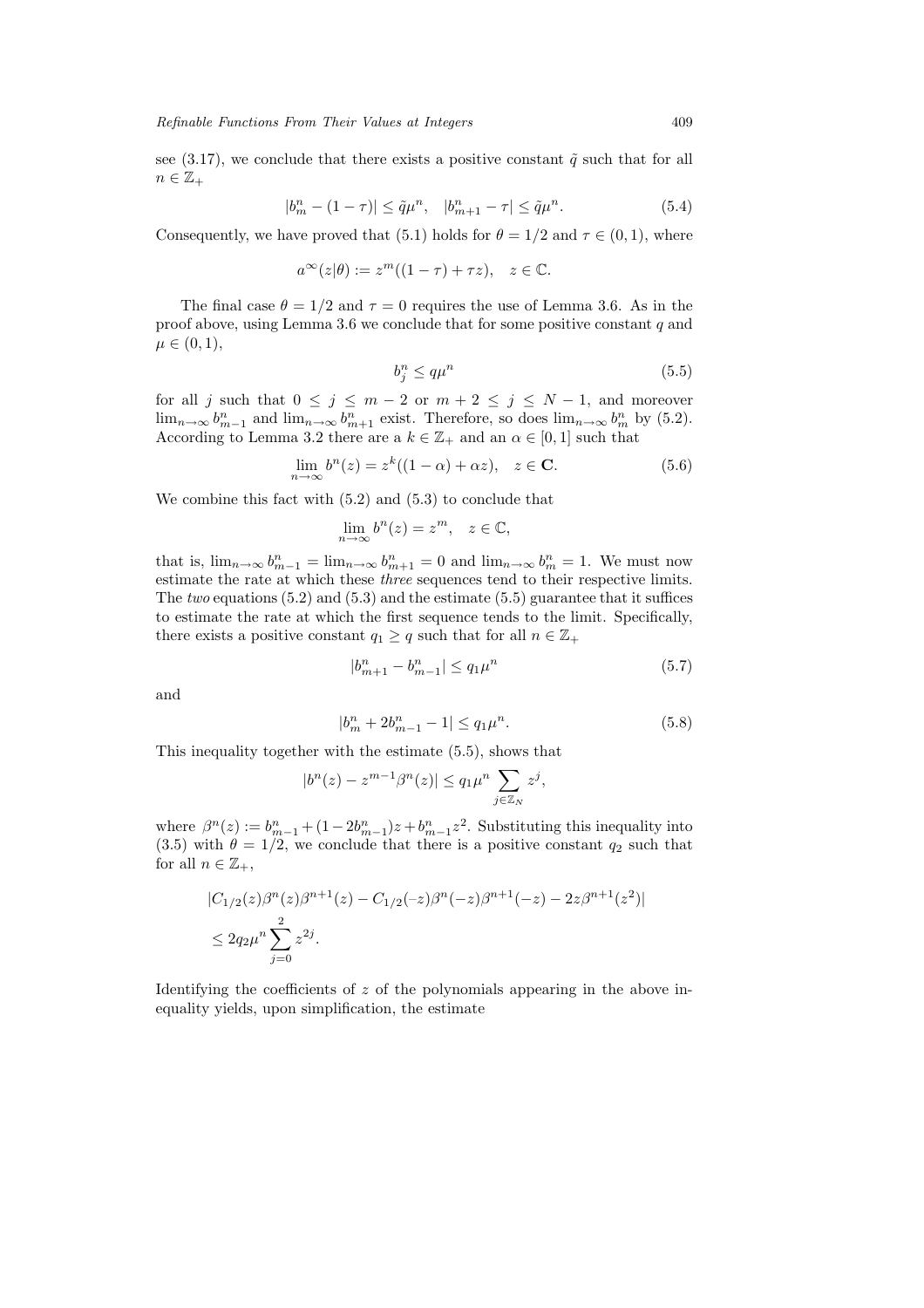see (3.17), we conclude that there exists a positive constant $\tilde{q}$ such that for all $n \in \mathbb{Z}_+$

$$|b^n_m - (1-\tau)| \le \tilde{q}\mu^n, \quad |b^n_{m+1} - \tau| \le \tilde{q}\mu^n. \tag{5.4}$$

Consequently, we have proved that (5.1) holds for $\theta = 1/2$ and $\tau \in (0,1)$, where

$$a^\infty(z|\theta) := z^m((1-\tau) + \tau z), \quad z \in \mathbb{C}.$$

The final case $\theta = 1/2$ and $\tau = 0$ requires the use of Lemma 3.6. As in the proof above, using Lemma 3.6 we conclude that for some positive constant $q$ and $\mu \in (0,1)$,

$$b^n_j \le q\mu^n \tag{5.5}$$

for all $j$ such that $0 \le j \le m-2$ or $m+2 \le j \le N-1$, and moreover $\lim_{n\to\infty} b^n_{m-1}$ and $\lim_{n\to\infty} b^n_{m+1}$ exist. Therefore, so does $\lim_{n\to\infty} b^n_m$ by (5.2). According to Lemma 3.2 there are a $k \in \mathbb{Z}_+$ and an $\alpha \in [0,1]$ such that

$$\lim_{n\to\infty} b^n(z) = z^k((1-\alpha) + \alpha z), \quad z \in \mathbf{C}. \tag{5.6}$$

We combine this fact with (5.2) and (5.3) to conclude that

$$\lim_{n\to\infty} b^n(z) = z^m, \quad z \in \mathbb{C},$$

that is, $\lim_{n\to\infty} b^n_{m-1} = \lim_{n\to\infty} b^n_{m+1} = 0$ and $\lim_{n\to\infty} b^n_m = 1$. We must now estimate the rate at which these *three* sequences tend to their respective limits. The *two* equations (5.2) and (5.3) and the estimate (5.5) guarantee that it suffices to estimate the rate at which the first sequence tends to the limit. Specifically, there exists a positive constant $q_1 \ge q$ such that for all $n \in \mathbb{Z}_+$

$$|b^n_{m+1} - b^n_{m-1}| \le q_1\mu^n \tag{5.7}$$

and

$$|b^n_m + 2b^n_{m-1} - 1| \le q_1\mu^n. \tag{5.8}$$

This inequality together with the estimate (5.5), shows that

$$|b^n(z) - z^{m-1}\beta^n(z)| \le q_1\mu^n \sum_{j\in\mathbb{Z}_N} z^j,$$

where $\beta^n(z) := b^n_{m-1} + (1-2b^n_{m-1})z + b^n_{m-1}z^2$. Substituting this inequality into (3.5) with $\theta = 1/2$, we conclude that there is a positive constant $q_2$ such that for all $n \in \mathbb{Z}_+$,

$$\begin{aligned}
&|C_{1/2}(z)\beta^n(z)\beta^{n+1}(z) - C_{1/2}(-z)\beta^n(-z)\beta^{n+1}(-z) - 2z\beta^{n+1}(z^2)| \\
&\le 2q_2\mu^n \sum_{j=0}^{2} z^{2j}.
\end{aligned}$$

Identifying the coefficients of $z$ of the polynomials appearing in the above inequality yields, upon simplification, the estimate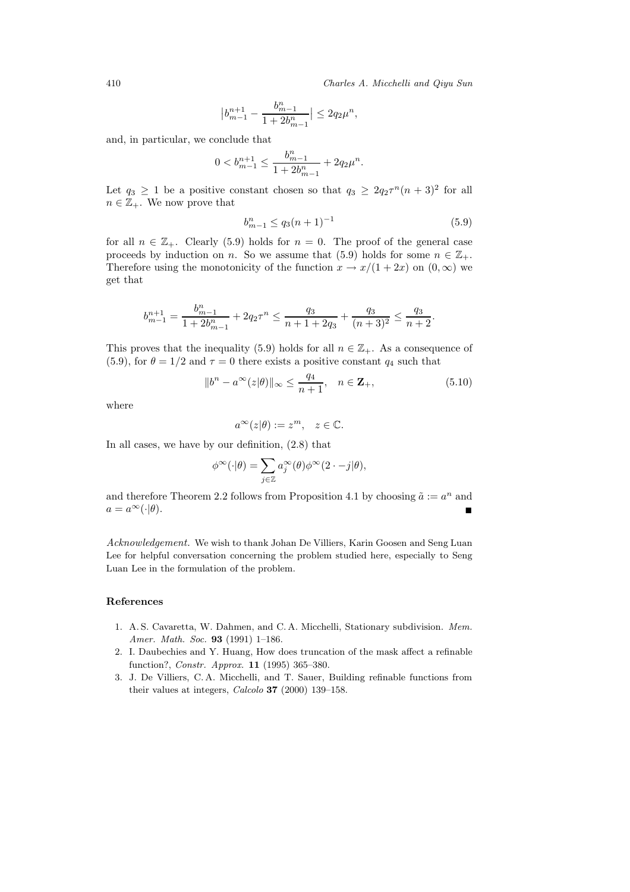$$\left|b_{m-1}^{n+1} - \frac{b_{m-1}^n}{1+2b_{m-1}^n}\right| \leq 2q_2\mu^n,$$

and, in particular, we conclude that

$$0 < b_{m-1}^{n+1} \leq \frac{b_{m-1}^n}{1+2b_{m-1}^n} + 2q_2\mu^n.$$

Let $q_3 \geq 1$ be a positive constant chosen so that $q_3 \geq 2q_2\tau^n(n+3)^2$ for all $n \in \mathbb{Z}_+$. We now prove that

$$b_{m-1}^n \leq q_3(n+1)^{-1} \tag{5.9}$$

for all $n \in \mathbb{Z}_+$. Clearly (5.9) holds for $n = 0$. The proof of the general case proceeds by induction on $n$. So we assume that (5.9) holds for some $n \in \mathbb{Z}_+$. Therefore using the monotonicity of the function $x \to x/(1+2x)$ on $(0,\infty)$ we get that

$$b_{m-1}^{n+1} = \frac{b_{m-1}^n}{1+2b_{m-1}^n} + 2q_2\tau^n \leq \frac{q_3}{n+1+2q_3} + \frac{q_3}{(n+3)^2} \leq \frac{q_3}{n+2}.$$

This proves that the inequality (5.9) holds for all $n \in \mathbb{Z}_+$. As a consequence of (5.9), for $\theta = 1/2$ and $\tau = 0$ there exists a positive constant $q_4$ such that

$$\|b^n - a^\infty(z|\theta)\|_\infty \leq \frac{q_4}{n+1}, \quad n \in \mathbf{Z}_+, \tag{5.10}$$

where

$$a^\infty(z|\theta) := z^m, \quad z \in \mathbb{C}.$$

In all cases, we have by our definition, (2.8) that

$$\phi^\infty(\cdot|\theta) = \sum_{j\in\mathbb{Z}} a_j^\infty(\theta)\phi^\infty(2\cdot - j|\theta),$$

and therefore Theorem 2.2 follows from Proposition 4.1 by choosing $\tilde{a} := a^n$ and $a = a^\infty(\cdot|\theta)$. ∎

*Acknowledgement.* We wish to thank Johan De Villiers, Karin Goosen and Seng Luan Lee for helpful conversation concerning the problem studied here, especially to Seng Luan Lee in the formulation of the problem.

## References

1. A. S. Cavaretta, W. Dahmen, and C. A. Micchelli, Stationary subdivision. *Mem. Amer. Math. Soc.* **93** (1991) 1–186.
2. I. Daubechies and Y. Huang, How does truncation of the mask affect a refinable function?, *Constr. Approx.* **11** (1995) 365–380.
3. J. De Villiers, C. A. Micchelli, and T. Sauer, Building refinable functions from their values at integers, *Calcolo* **37** (2000) 139–158.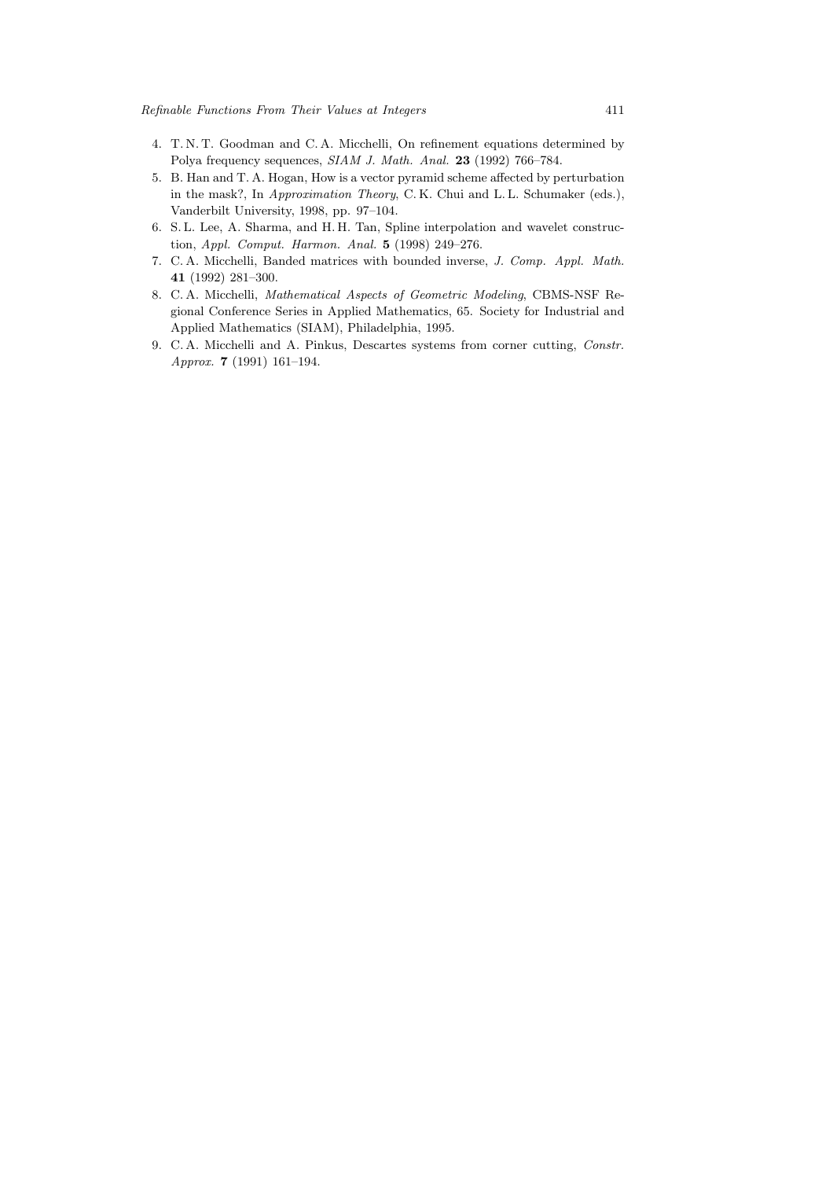4. T. N. T. Goodman and C. A. Micchelli, On refinement equations determined by Polya frequency sequences, *SIAM J. Math. Anal.* **23** (1992) 766–784.
5. B. Han and T. A. Hogan, How is a vector pyramid scheme affected by perturbation in the mask?, In *Approximation Theory*, C. K. Chui and L. L. Schumaker (eds.), Vanderbilt University, 1998, pp. 97–104.
6. S. L. Lee, A. Sharma, and H. H. Tan, Spline interpolation and wavelet construction, *Appl. Comput. Harmon. Anal.* **5** (1998) 249–276.
7. C. A. Micchelli, Banded matrices with bounded inverse, *J. Comp. Appl. Math.* **41** (1992) 281–300.
8. C. A. Micchelli, *Mathematical Aspects of Geometric Modeling*, CBMS-NSF Regional Conference Series in Applied Mathematics, 65. Society for Industrial and Applied Mathematics (SIAM), Philadelphia, 1995.
9. C. A. Micchelli and A. Pinkus, Descartes systems from corner cutting, *Constr. Approx.* **7** (1991) 161–194.